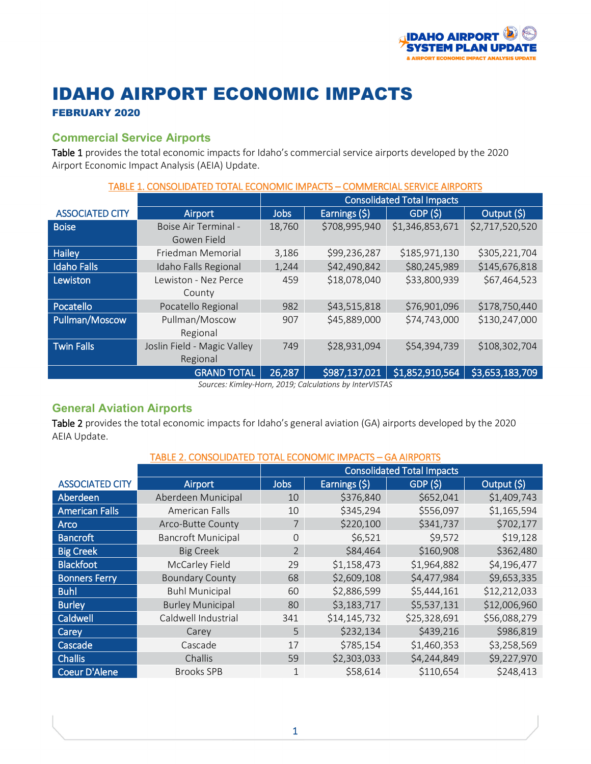# IDAHO AIRPORT ECONOMIC IMPACTS

### FEBRUARY 2020

## Commercial Service Airports

Table 1 provides the total economic impacts for Idaho's commercial service airports developed by the 2020 Airport Economic Impact Analysis (AEIA) Update.

TABLE 1. CONSOLIDATED TOTAL ECONOMIC IMPACTS – COMMERCIAL SERVICE AIRPORTS

| | | Consolidated Total Impacts | | | |
|---|---|---|---|---|---|
| ASSOCIATED CITY | Airport | Jobs | Earnings ($) | GDP ($) | Output ($) |
| Boise | Boise Air Terminal - Gowen Field | 18,760 | $708,995,940 | $1,346,853,671 | $2,717,520,520 |
| Hailey | Friedman Memorial | 3,186 | $99,236,287 | $185,971,130 | $305,221,704 |
| Idaho Falls | Idaho Falls Regional | 1,244 | $42,490,842 | $80,245,989 | $145,676,818 |
| Lewiston | Lewiston - Nez Perce County | 459 | $18,078,040 | $33,800,939 | $67,464,523 |
| Pocatello | Pocatello Regional | 982 | $43,515,818 | $76,901,096 | $178,750,440 |
| Pullman/Moscow | Pullman/Moscow Regional | 907 | $45,889,000 | $74,743,000 | $130,247,000 |
| Twin Falls | Joslin Field - Magic Valley Regional | 749 | $28,931,094 | $54,394,739 | $108,302,704 |
| | GRAND TOTAL | 26,287 | $987,137,021 | $1,852,910,564 | $3,653,183,709 |

*Sources: Kimley-Horn, 2019; Calculations by InterVISTAS*

## General Aviation Airports

Table 2 provides the total economic impacts for Idaho's general aviation (GA) airports developed by the 2020 AEIA Update.

TABLE 2. CONSOLIDATED TOTAL ECONOMIC IMPACTS – GA AIRPORTS

| | | Consolidated Total Impacts | | | |
|---|---|---|---|---|---|
| ASSOCIATED CITY | Airport | Jobs | Earnings ($) | GDP ($) | Output ($) |
| Aberdeen | Aberdeen Municipal | 10 | $376,840 | $652,041 | $1,409,743 |
| American Falls | American Falls | 10 | $345,294 | $556,097 | $1,165,594 |
| Arco | Arco-Butte County | 7 | $220,100 | $341,737 | $702,177 |
| Bancroft | Bancroft Municipal | 0 | $6,521 | $9,572 | $19,128 |
| Big Creek | Big Creek | 2 | $84,464 | $160,908 | $362,480 |
| Blackfoot | McCarley Field | 29 | $1,158,473 | $1,964,882 | $4,196,477 |
| Bonners Ferry | Boundary County | 68 | $2,609,108 | $4,477,984 | $9,653,335 |
| Buhl | Buhl Municipal | 60 | $2,886,599 | $5,444,161 | $12,212,033 |
| Burley | Burley Municipal | 80 | $3,183,717 | $5,537,131 | $12,006,960 |
| Caldwell | Caldwell Industrial | 341 | $14,145,732 | $25,328,691 | $56,088,279 |
| Carey | Carey | 5 | $232,134 | $439,216 | $986,819 |
| Cascade | Cascade | 17 | $785,154 | $1,460,353 | $3,258,569 |
| Challis | Challis | 59 | $2,303,033 | $4,244,849 | $9,227,970 |
| Coeur D'Alene | Brooks SPB | 1 | $58,614 | $110,654 | $248,413 |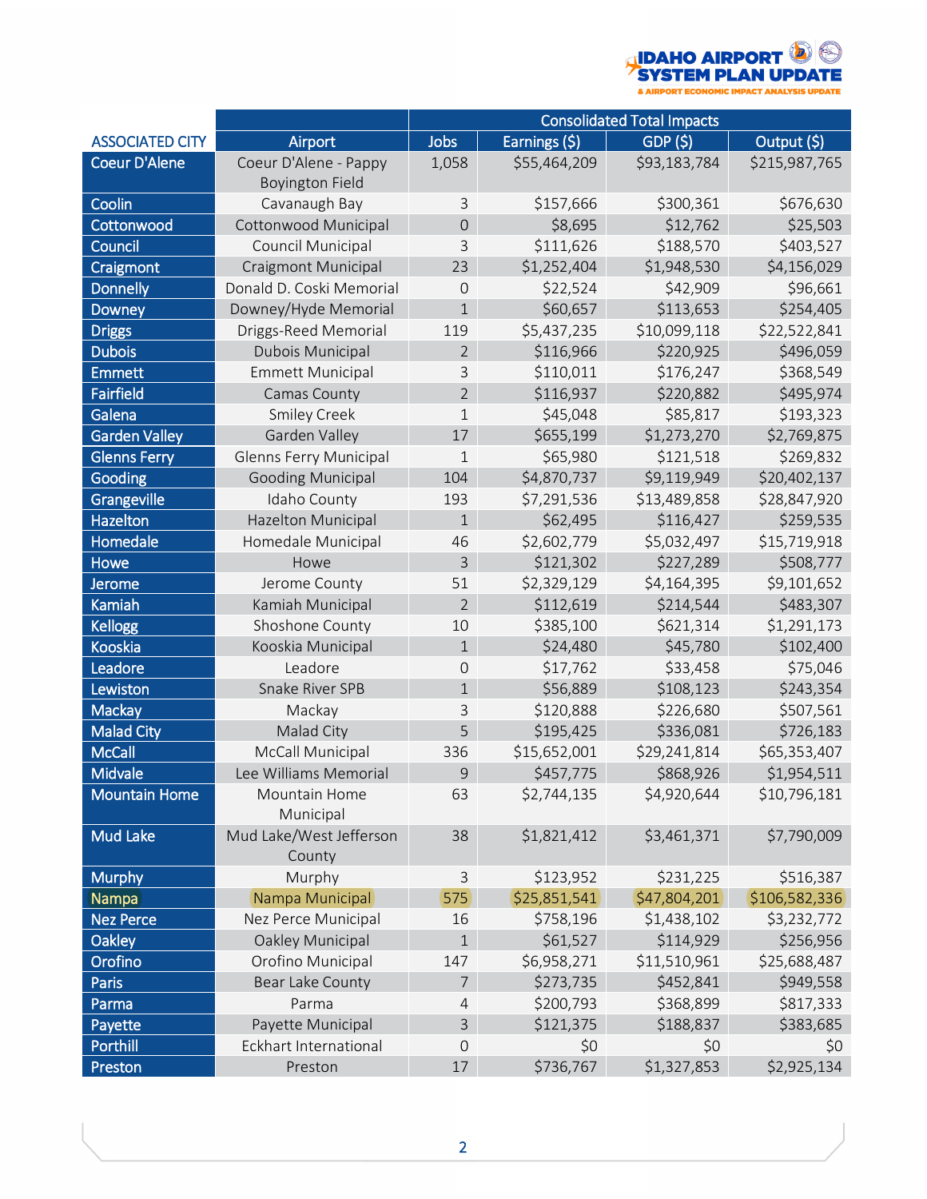| ASSOCIATED CITY | Airport | Consolidated Total Impacts | | | |
|---|---|---|---|---|---|
| | | Jobs | Earnings ($) | GDP ($) | Output ($) |
| Coeur D'Alene | Coeur D'Alene - Pappy Boyington Field | 1,058 | $55,464,209 | $93,183,784 | $215,987,765 |
| Coolin | Cavanaugh Bay | 3 | $157,666 | $300,361 | $676,630 |
| Cottonwood | Cottonwood Municipal | 0 | $8,695 | $12,762 | $25,503 |
| Council | Council Municipal | 3 | $111,626 | $188,570 | $403,527 |
| Craigmont | Craigmont Municipal | 23 | $1,252,404 | $1,948,530 | $4,156,029 |
| Donnelly | Donald D. Coski Memorial | 0 | $22,524 | $42,909 | $96,661 |
| Downey | Downey/Hyde Memorial | 1 | $60,657 | $113,653 | $254,405 |
| Driggs | Driggs-Reed Memorial | 119 | $5,437,235 | $10,099,118 | $22,522,841 |
| Dubois | Dubois Municipal | 2 | $116,966 | $220,925 | $496,059 |
| Emmett | Emmett Municipal | 3 | $110,011 | $176,247 | $368,549 |
| Fairfield | Camas County | 2 | $116,937 | $220,882 | $495,974 |
| Galena | Smiley Creek | 1 | $45,048 | $85,817 | $193,323 |
| Garden Valley | Garden Valley | 17 | $655,199 | $1,273,270 | $2,769,875 |
| Glenns Ferry | Glenns Ferry Municipal | 1 | $65,980 | $121,518 | $269,832 |
| Gooding | Gooding Municipal | 104 | $4,870,737 | $9,119,949 | $20,402,137 |
| Grangeville | Idaho County | 193 | $7,291,536 | $13,489,858 | $28,847,920 |
| Hazelton | Hazelton Municipal | 1 | $62,495 | $116,427 | $259,535 |
| Homedale | Homedale Municipal | 46 | $2,602,779 | $5,032,497 | $15,719,918 |
| Howe | Howe | 3 | $121,302 | $227,289 | $508,777 |
| Jerome | Jerome County | 51 | $2,329,129 | $4,164,395 | $9,101,652 |
| Kamiah | Kamiah Municipal | 2 | $112,619 | $214,544 | $483,307 |
| Kellogg | Shoshone County | 10 | $385,100 | $621,314 | $1,291,173 |
| Kooskia | Kooskia Municipal | 1 | $24,480 | $45,780 | $102,400 |
| Leadore | Leadore | 0 | $17,762 | $33,458 | $75,046 |
| Lewiston | Snake River SPB | 1 | $56,889 | $108,123 | $243,354 |
| Mackay | Mackay | 3 | $120,888 | $226,680 | $507,561 |
| Malad City | Malad City | 5 | $195,425 | $336,081 | $726,183 |
| McCall | McCall Municipal | 336 | $15,652,001 | $29,241,814 | $65,353,407 |
| Midvale | Lee Williams Memorial | 9 | $457,775 | $868,926 | $1,954,511 |
| Mountain Home | Mountain Home Municipal | 63 | $2,744,135 | $4,920,644 | $10,796,181 |
| Mud Lake | Mud Lake/West Jefferson County | 38 | $1,821,412 | $3,461,371 | $7,790,009 |
| Murphy | Murphy | 3 | $123,952 | $231,225 | $516,387 |
| Nampa | Nampa Municipal | 575 | $25,851,541 | $47,804,201 | $106,582,336 |
| Nez Perce | Nez Perce Municipal | 16 | $758,196 | $1,438,102 | $3,232,772 |
| Oakley | Oakley Municipal | 1 | $61,527 | $114,929 | $256,956 |
| Orofino | Orofino Municipal | 147 | $6,958,271 | $11,510,961 | $25,688,487 |
| Paris | Bear Lake County | 7 | $273,735 | $452,841 | $949,558 |
| Parma | Parma | 4 | $200,793 | $368,899 | $817,333 |
| Payette | Payette Municipal | 3 | $121,375 | $188,837 | $383,685 |
| Porthill | Eckhart International | 0 | $0 | $0 | $0 |
| Preston | Preston | 17 | $736,767 | $1,327,853 | $2,925,134 |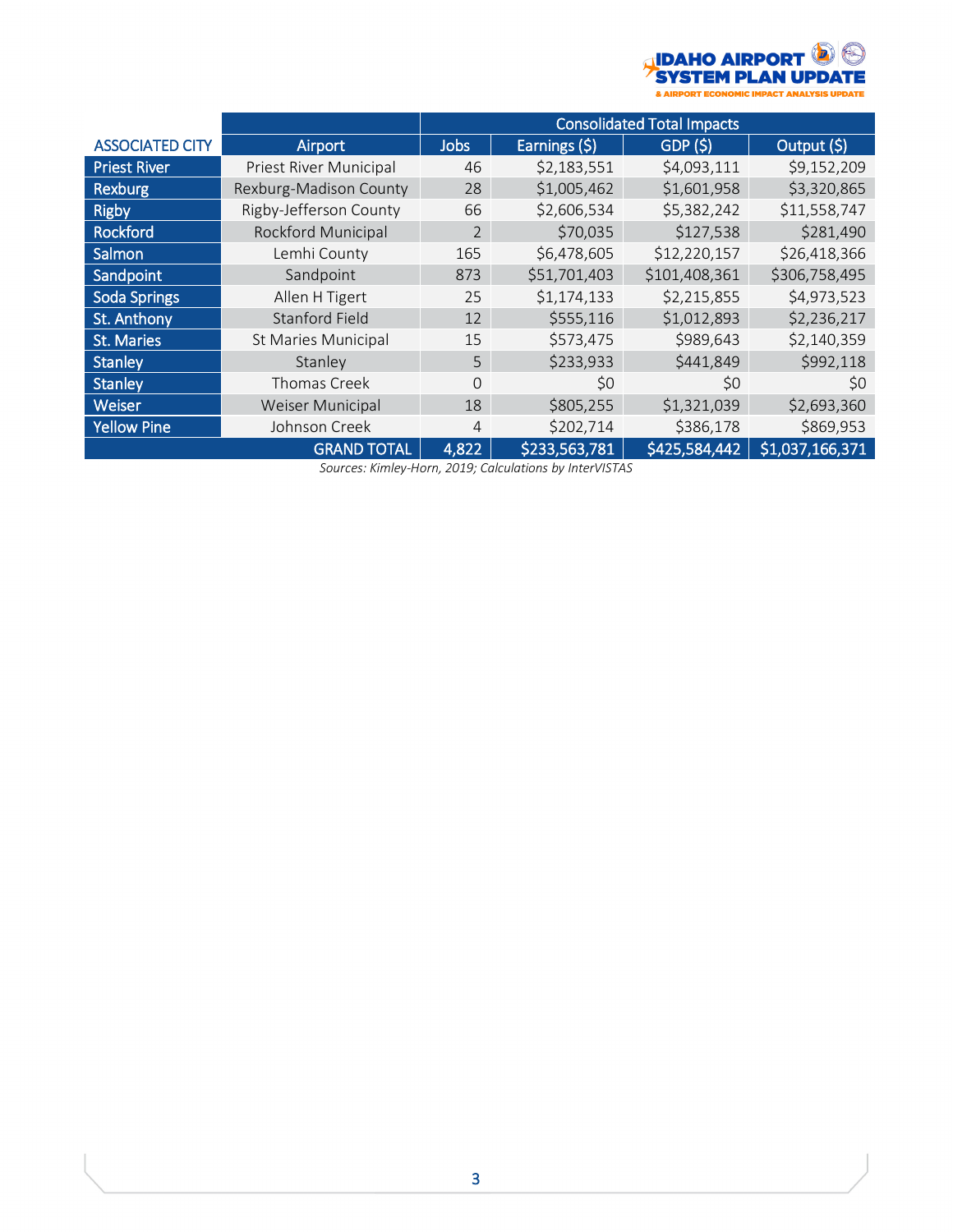| ASSOCIATED CITY | Airport | Consolidated Total Impacts | | | |
|---|---|---|---|---|---|
| | | Jobs | Earnings ($) | GDP ($) | Output ($) |
| Priest River | Priest River Municipal | 46 | $2,183,551 | $4,093,111 | $9,152,209 |
| Rexburg | Rexburg-Madison County | 28 | $1,005,462 | $1,601,958 | $3,320,865 |
| Rigby | Rigby-Jefferson County | 66 | $2,606,534 | $5,382,242 | $11,558,747 |
| Rockford | Rockford Municipal | 2 | $70,035 | $127,538 | $281,490 |
| Salmon | Lemhi County | 165 | $6,478,605 | $12,220,157 | $26,418,366 |
| Sandpoint | Sandpoint | 873 | $51,701,403 | $101,408,361 | $306,758,495 |
| Soda Springs | Allen H Tigert | 25 | $1,174,133 | $2,215,855 | $4,973,523 |
| St. Anthony | Stanford Field | 12 | $555,116 | $1,012,893 | $2,236,217 |
| St. Maries | St Maries Municipal | 15 | $573,475 | $989,643 | $2,140,359 |
| Stanley | Stanley | 5 | $233,933 | $441,849 | $992,118 |
| Stanley | Thomas Creek | 0 | $0 | $0 | $0 |
| Weiser | Weiser Municipal | 18 | $805,255 | $1,321,039 | $2,693,360 |
| Yellow Pine | Johnson Creek | 4 | $202,714 | $386,178 | $869,953 |
| | GRAND TOTAL | 4,822 | $233,563,781 | $425,584,442 | $1,037,166,371 |

*Sources: Kimley-Horn, 2019; Calculations by InterVISTAS*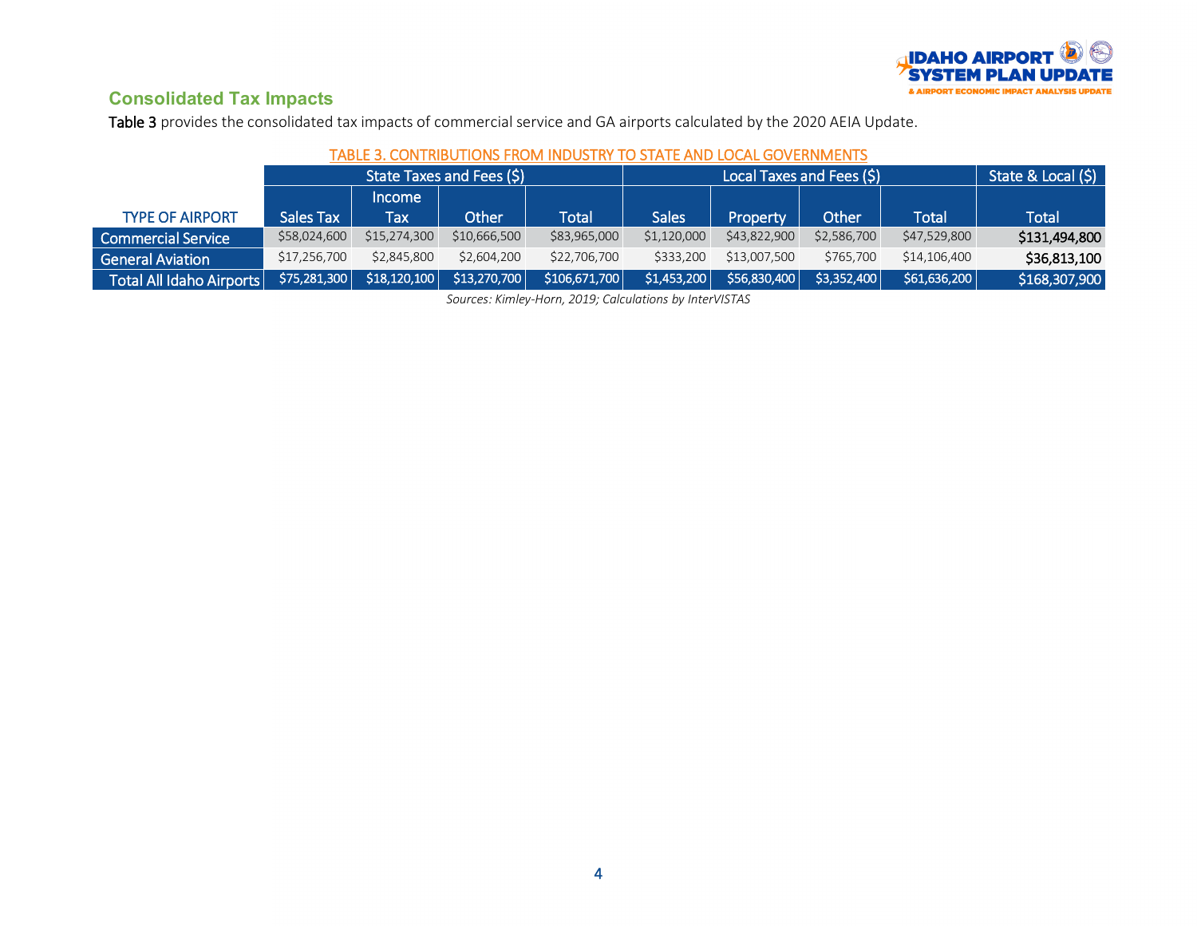## Consolidated Tax Impacts

Table 3 provides the consolidated tax impacts of commercial service and GA airports calculated by the 2020 AEIA Update.

TABLE 3. CONTRIBUTIONS FROM INDUSTRY TO STATE AND LOCAL GOVERNMENTS

| | State Taxes and Fees ($) | | | | Local Taxes and Fees ($) | | | | State & Local ($) |
|---|---|---|---|---|---|---|---|---|---|
| TYPE OF AIRPORT | Sales Tax | Income Tax | Other | Total | Sales | Property | Other | Total | Total |
| Commercial Service | $58,024,600 | $15,274,300 | $10,666,500 | $83,965,000 | $1,120,000 | $43,822,900 | $2,586,700 | $47,529,800 | $131,494,800 |
| General Aviation | $17,256,700 | $2,845,800 | $2,604,200 | $22,706,700 | $333,200 | $13,007,500 | $765,700 | $14,106,400 | $36,813,100 |
| Total All Idaho Airports | $75,281,300 | $18,120,100 | $13,270,700 | $106,671,700 | $1,453,200 | $56,830,400 | $3,352,400 | $61,636,200 | $168,307,900 |

*Sources: Kimley-Horn, 2019; Calculations by InterVISTAS*